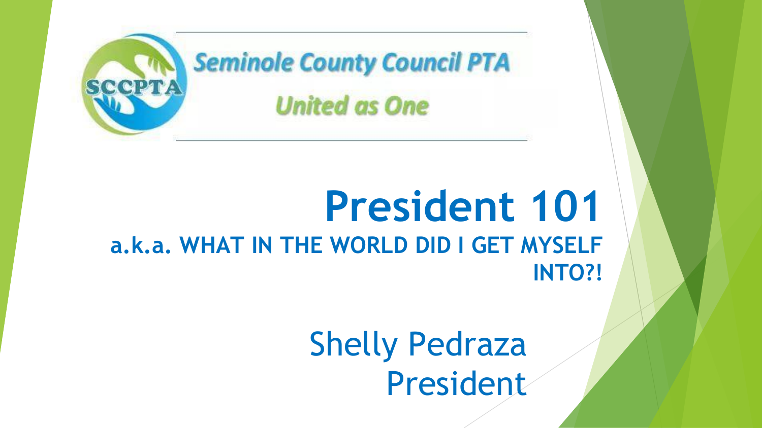SCCPTA

Seminole County Council PTA

United as One

# President 101

## a.k.a. WHAT IN THE WORLD DID I GET MYSELF INTO?!

Shelly Pedraza
President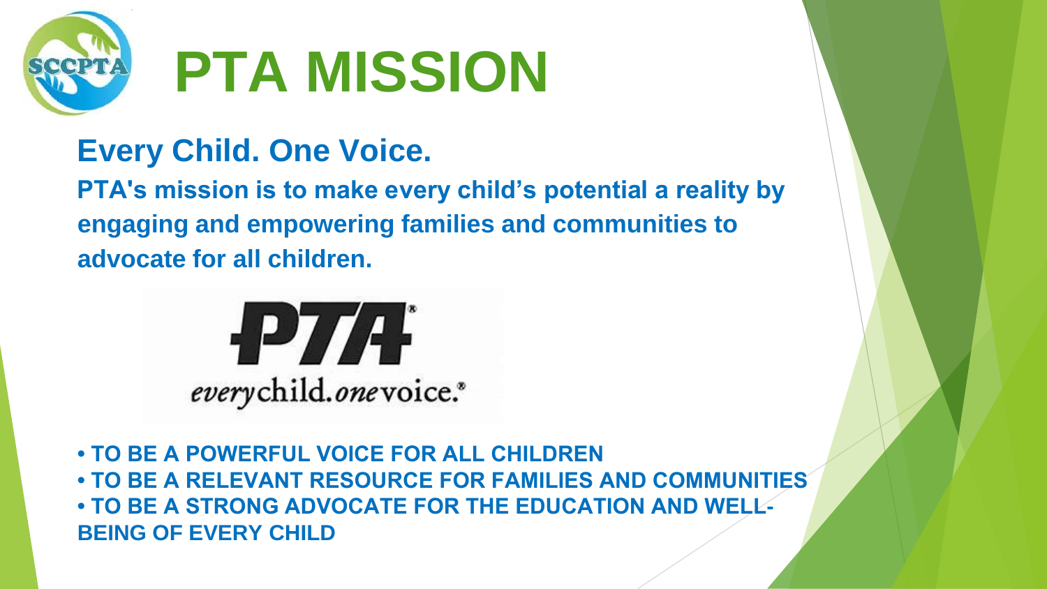# PTA MISSION

## Every Child. One Voice.

**PTA's mission is to make every child's potential a reality by engaging and empowering families and communities to advocate for all children.**

**PTA**

*every*child.*one*voice.®

- **TO BE A POWERFUL VOICE FOR ALL CHILDREN**
- **TO BE A RELEVANT RESOURCE FOR FAMILIES AND COMMUNITIES**
- **TO BE A STRONG ADVOCATE FOR THE EDUCATION AND WELL-BEING OF EVERY CHILD**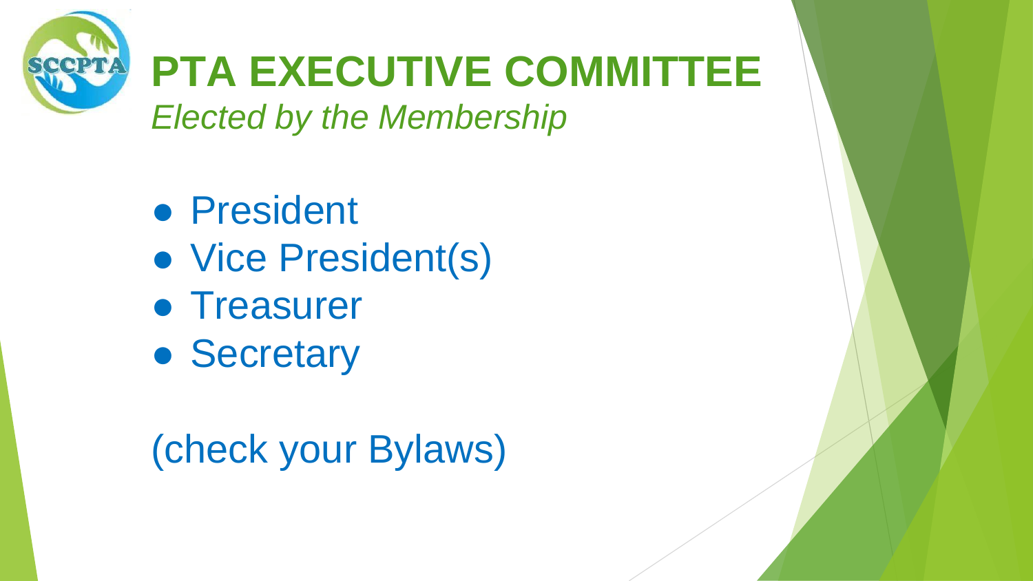# PTA EXECUTIVE COMMITTEE

*Elected by the Membership*

- President
- Vice President(s)
- Treasurer
- Secretary

(check your Bylaws)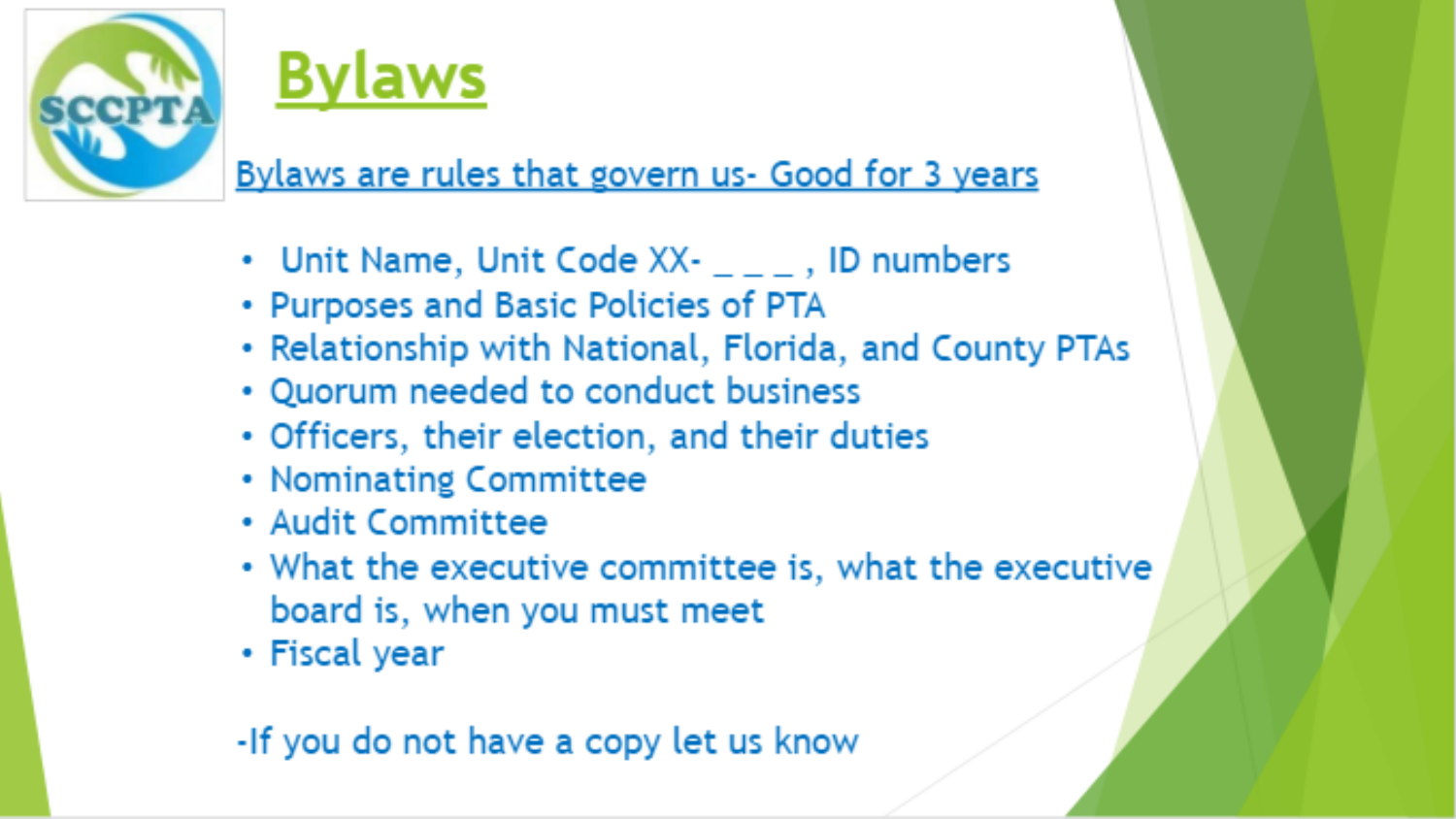# Bylaws

Bylaws are rules that govern us- Good for 3 years

- Unit Name, Unit Code XX- _ _ _ , ID numbers
- Purposes and Basic Policies of PTA
- Relationship with National, Florida, and County PTAs
- Quorum needed to conduct business
- Officers, their election, and their duties
- Nominating Committee
- Audit Committee
- What the executive committee is, what the executive board is, when you must meet
- Fiscal year

-If you do not have a copy let us know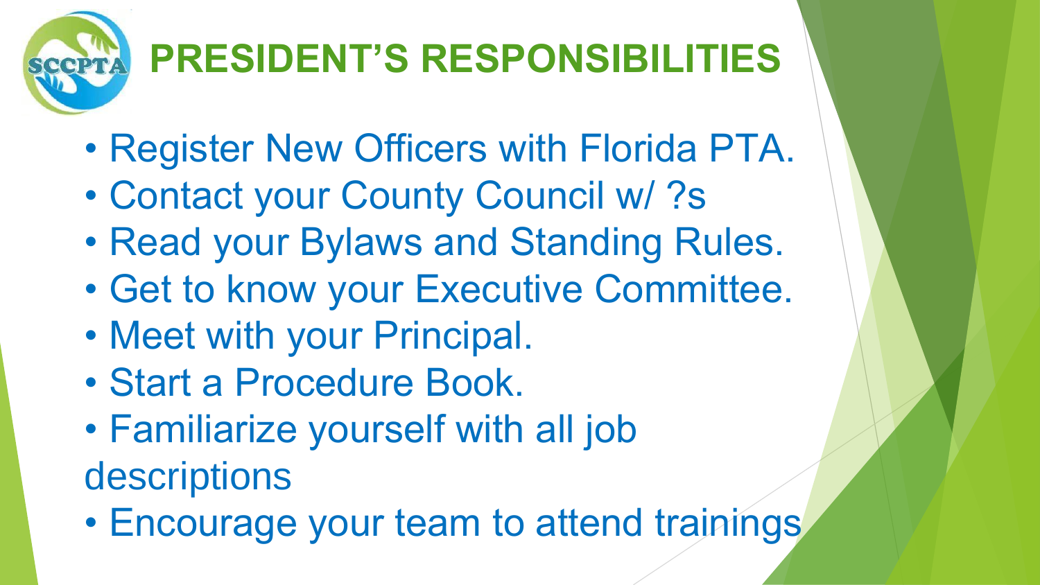# PRESIDENT'S RESPONSIBILITIES

- Register New Officers with Florida PTA.
- Contact your County Council w/ ?s
- Read your Bylaws and Standing Rules.
- Get to know your Executive Committee.
- Meet with your Principal.
- Start a Procedure Book.
- Familiarize yourself with all job descriptions
- Encourage your team to attend trainings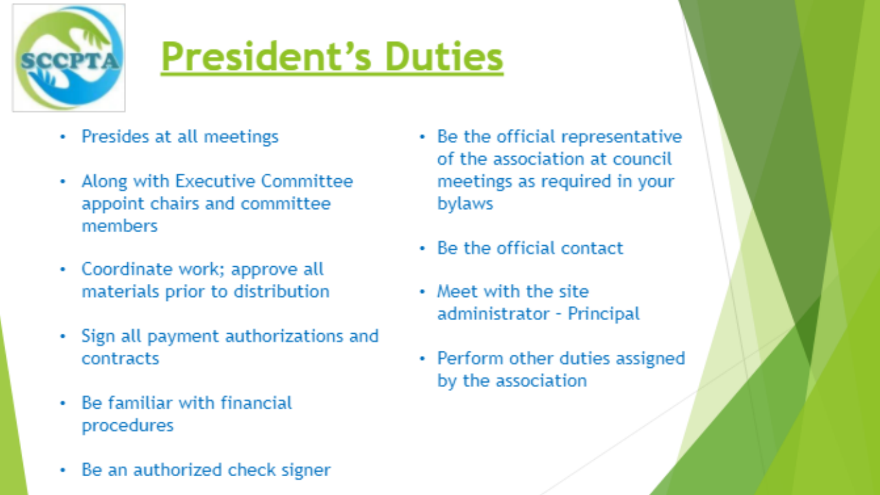# President's Duties

- Presides at all meetings
- Along with Executive Committee appoint chairs and committee members
- Coordinate work; approve all materials prior to distribution
- Sign all payment authorizations and contracts
- Be familiar with financial procedures
- Be an authorized check signer
- Be the official representative of the association at council meetings as required in your bylaws
- Be the official contact
- Meet with the site administrator - Principal
- Perform other duties assigned by the association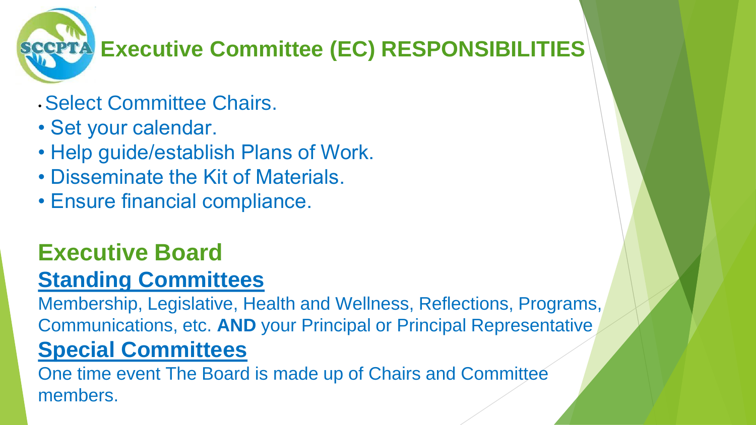# SCCPTA Executive Committee (EC) RESPONSIBILITIES

- Select Committee Chairs.
- Set your calendar.
- Help guide/establish Plans of Work.
- Disseminate the Kit of Materials.
- Ensure financial compliance.

## Executive Board

### Standing Committees

Membership, Legislative, Health and Wellness, Reflections, Programs, Communications, etc. **AND** your Principal or Principal Representative

### Special Committees

One time event The Board is made up of Chairs and Committee members.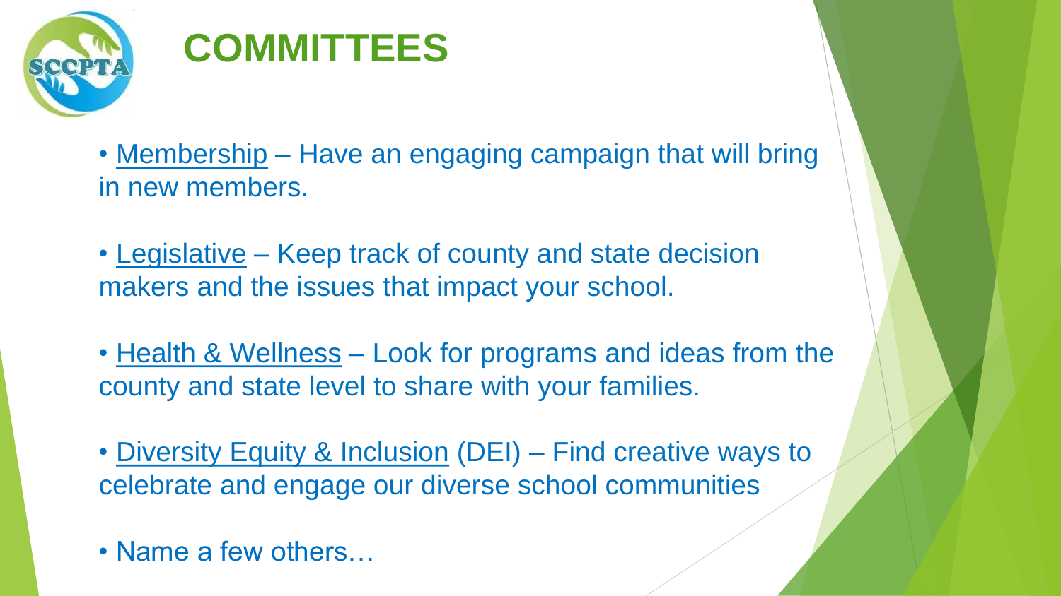# COMMITTEES

- Membership – Have an engaging campaign that will bring in new members.
- Legislative – Keep track of county and state decision makers and the issues that impact your school.
- Health & Wellness – Look for programs and ideas from the county and state level to share with your families.
- Diversity Equity & Inclusion (DEI) – Find creative ways to celebrate and engage our diverse school communities
- Name a few others…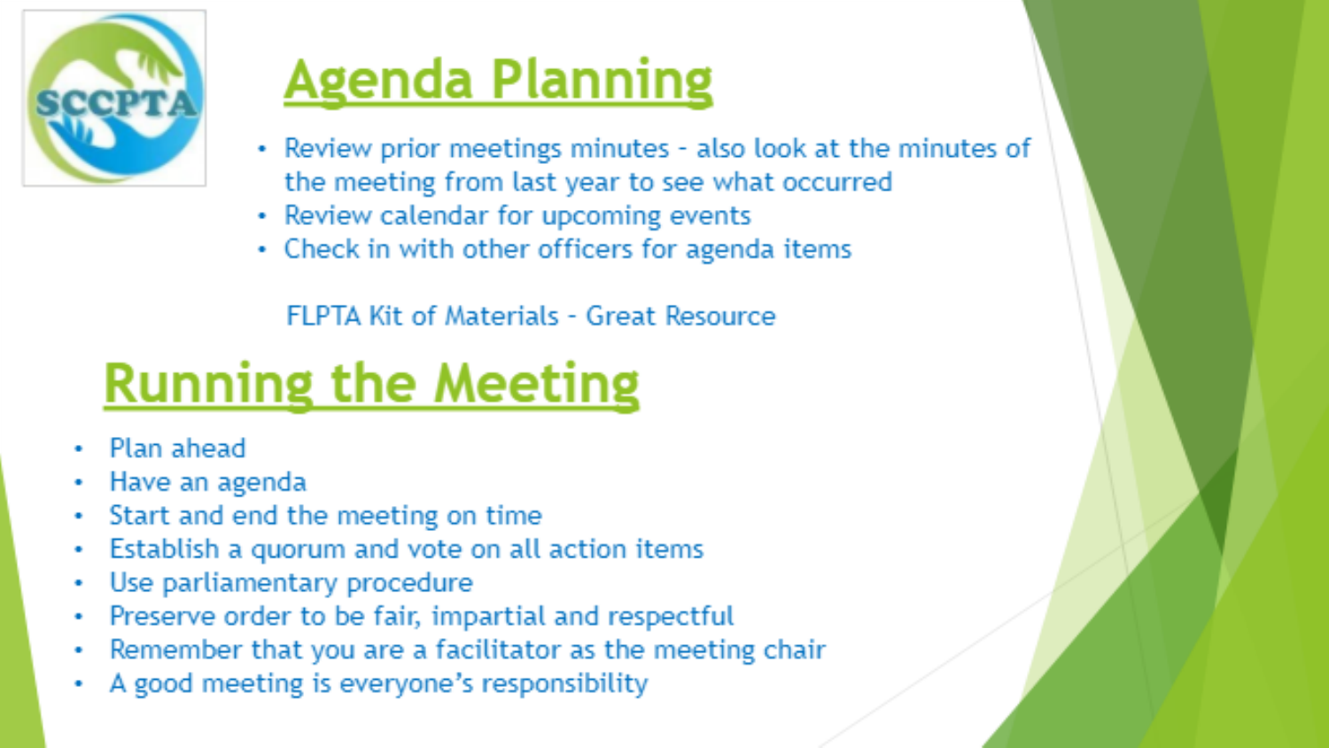## Agenda Planning

- Review prior meetings minutes - also look at the minutes of the meeting from last year to see what occurred
- Review calendar for upcoming events
- Check in with other officers for agenda items

FLPTA Kit of Materials - Great Resource

## Running the Meeting

- Plan ahead
- Have an agenda
- Start and end the meeting on time
- Establish a quorum and vote on all action items
- Use parliamentary procedure
- Preserve order to be fair, impartial and respectful
- Remember that you are a facilitator as the meeting chair
- A good meeting is everyone's responsibility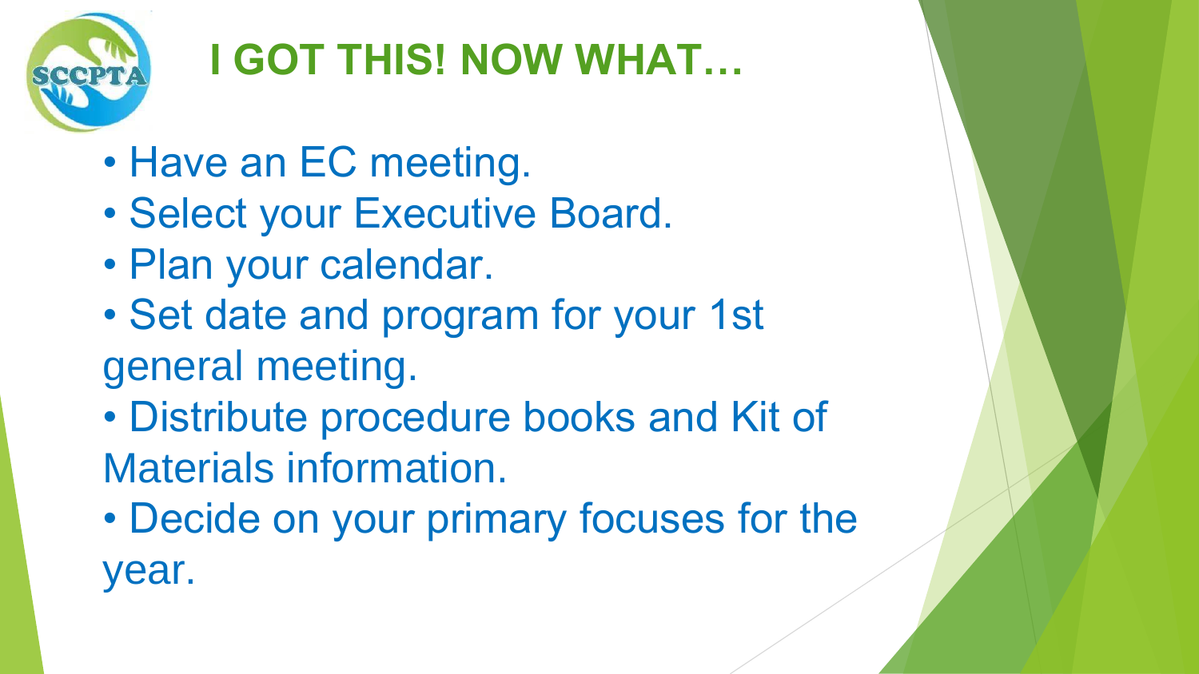# I GOT THIS! NOW WHAT…

- Have an EC meeting.
- Select your Executive Board.
- Plan your calendar.
- Set date and program for your 1st general meeting.
- Distribute procedure books and Kit of Materials information.
- Decide on your primary focuses for the year.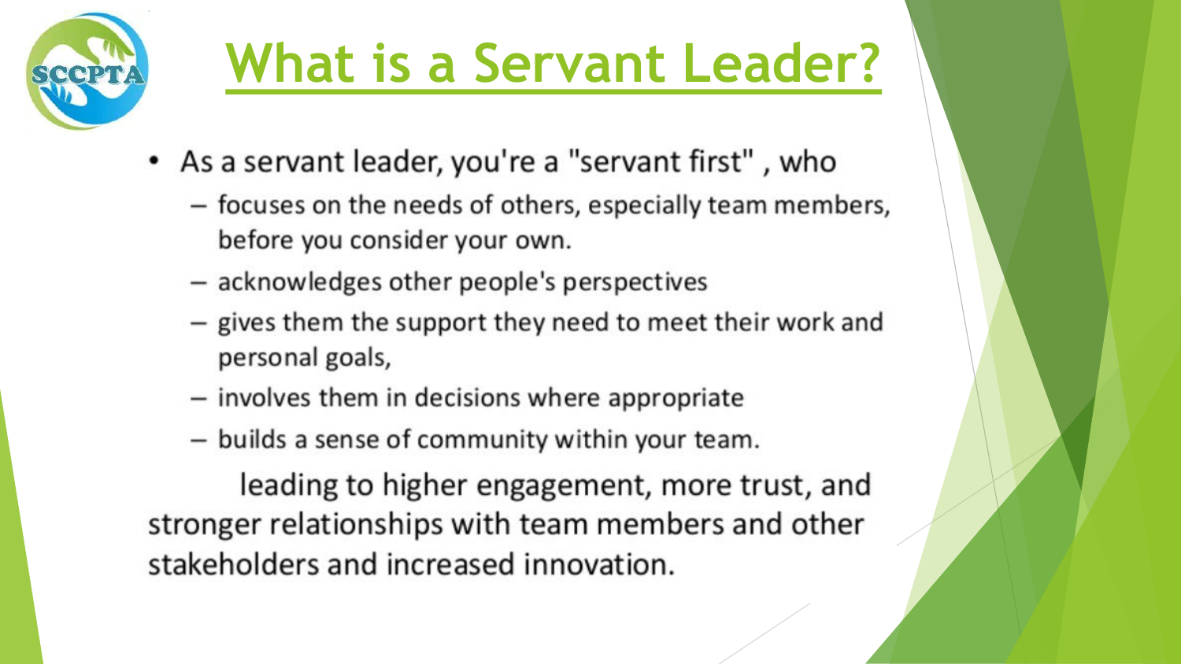# What is a Servant Leader?

- As a servant leader, you're a "servant first" , who
  - focuses on the needs of others, especially team members, before you consider your own.
  - acknowledges other people's perspectives
  - gives them the support they need to meet their work and personal goals,
  - involves them in decisions where appropriate
  - builds a sense of community within your team.

leading to higher engagement, more trust, and stronger relationships with team members and other stakeholders and increased innovation.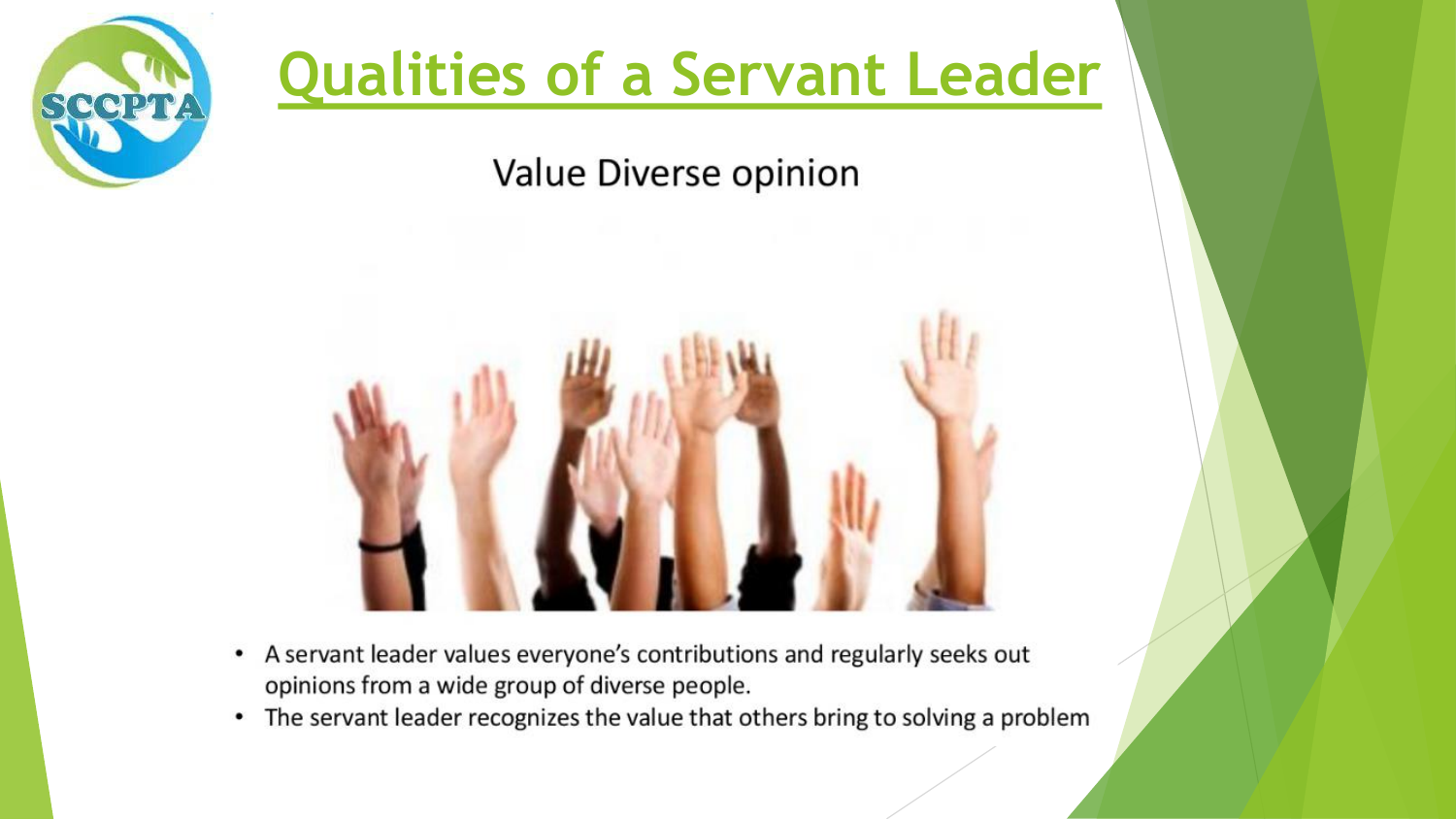# Qualities of a Servant Leader

## Value Diverse opinion

- A servant leader values everyone's contributions and regularly seeks out opinions from a wide group of diverse people.
- The servant leader recognizes the value that others bring to solving a problem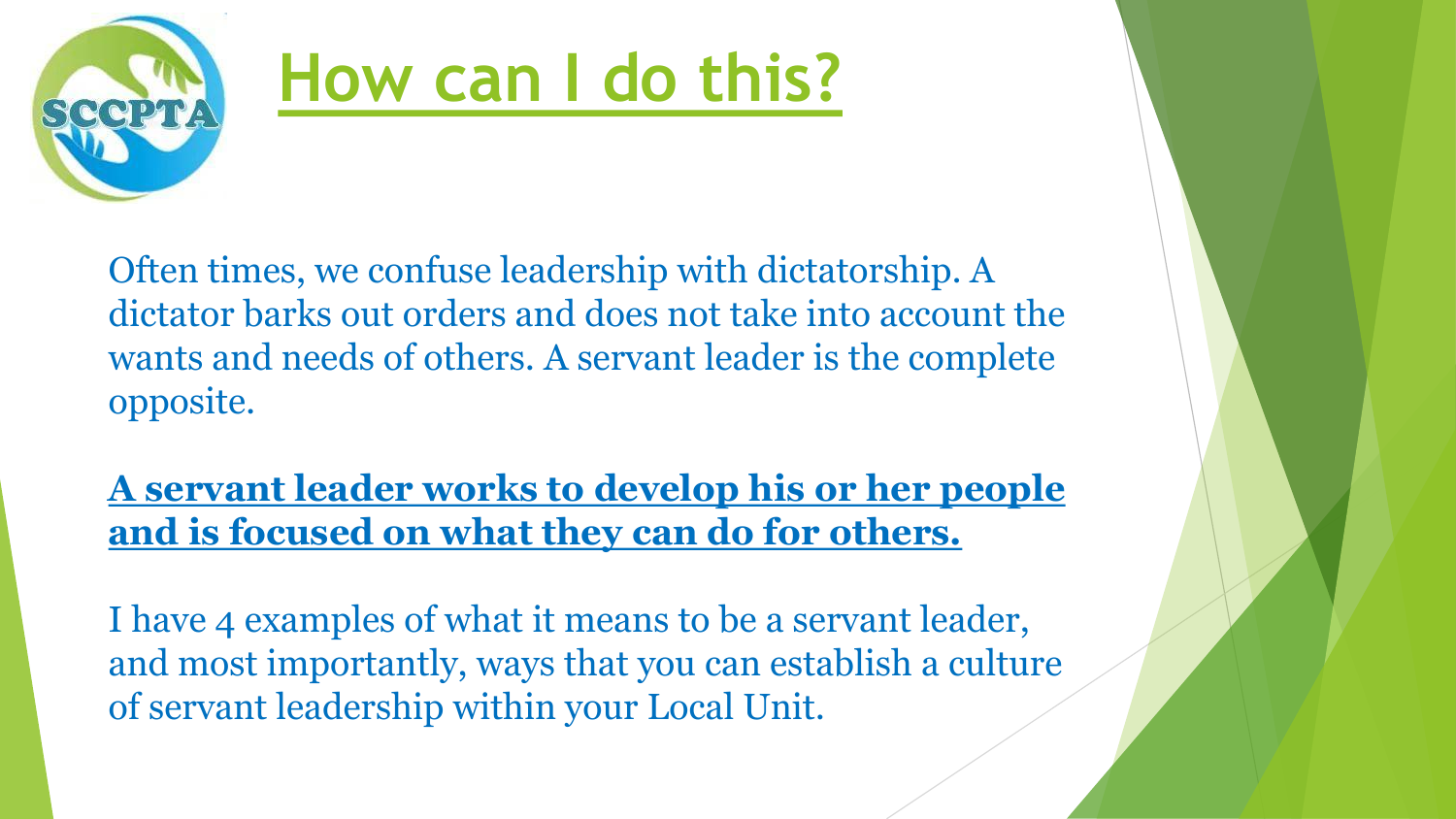# How can I do this?

Often times, we confuse leadership with dictatorship. A dictator barks out orders and does not take into account the wants and needs of others. A servant leader is the complete opposite.

**A servant leader works to develop his or her people and is focused on what they can do for others.**

I have 4 examples of what it means to be a servant leader, and most importantly, ways that you can establish a culture of servant leadership within your Local Unit.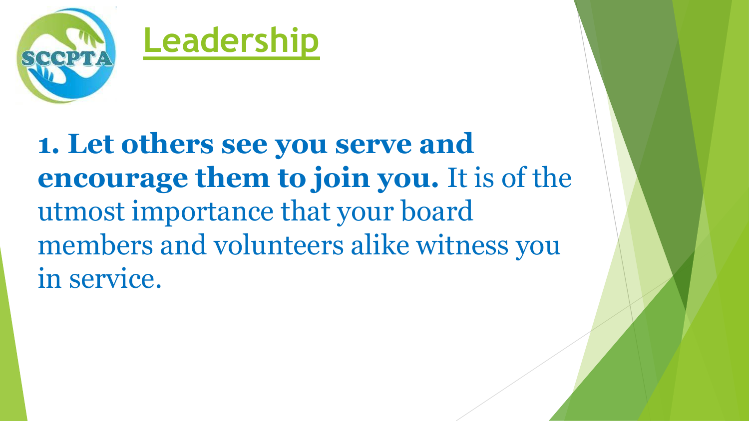# Leadership

**1. Let others see you serve and encourage them to join you.** It is of the utmost importance that your board members and volunteers alike witness you in service.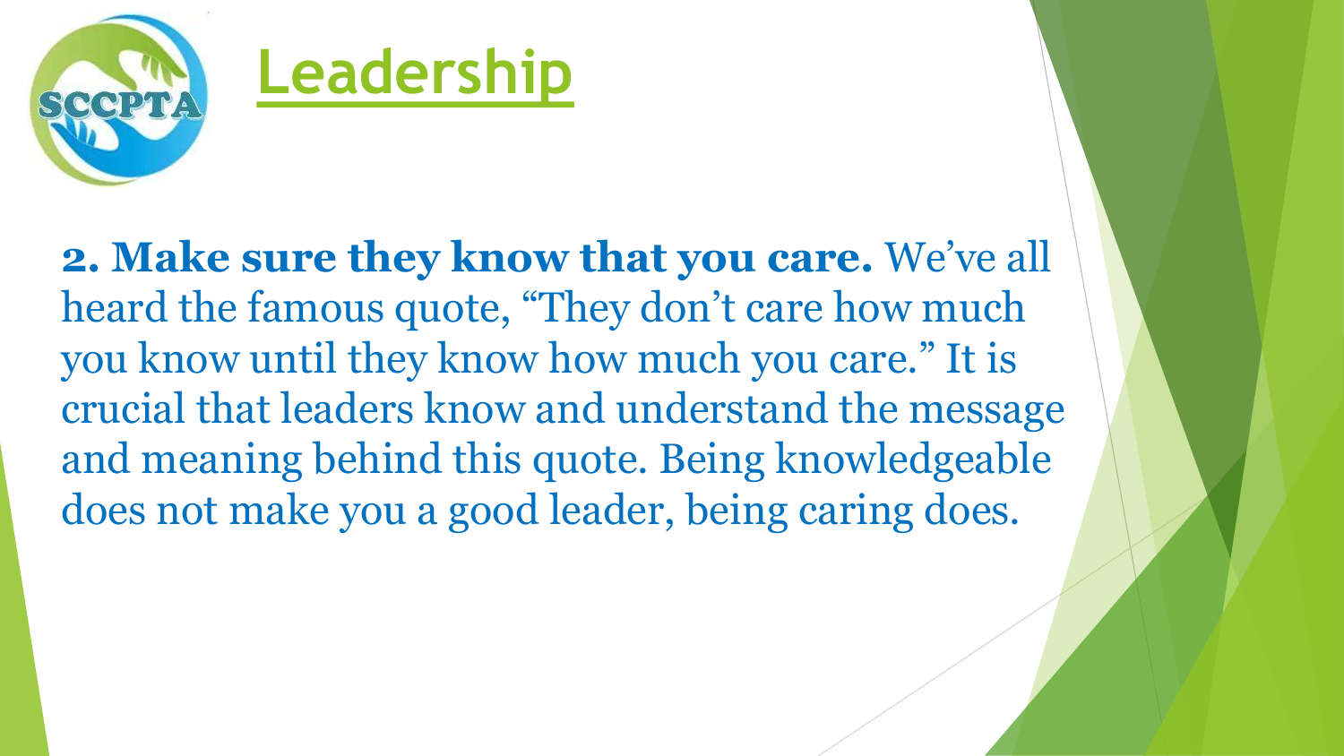# Leadership

**2. Make sure they know that you care.** We've all heard the famous quote, "They don't care how much you know until they know how much you care." It is crucial that leaders know and understand the message and meaning behind this quote. Being knowledgeable does not make you a good leader, being caring does.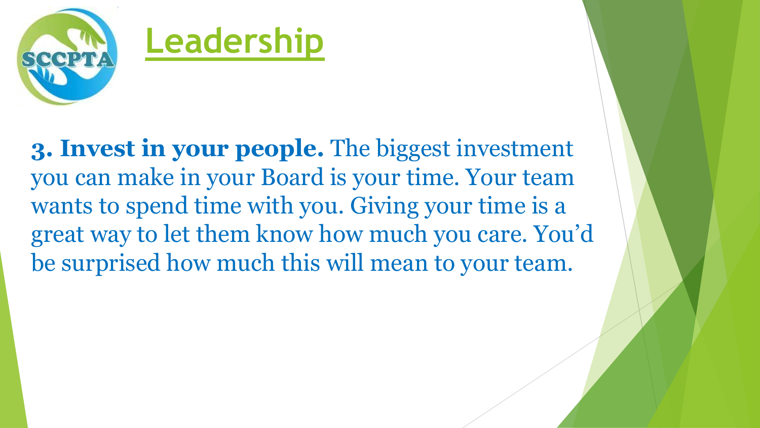# Leadership

**3. Invest in your people.** The biggest investment you can make in your Board is your time. Your team wants to spend time with you. Giving your time is a great way to let them know how much you care. You'd be surprised how much this will mean to your team.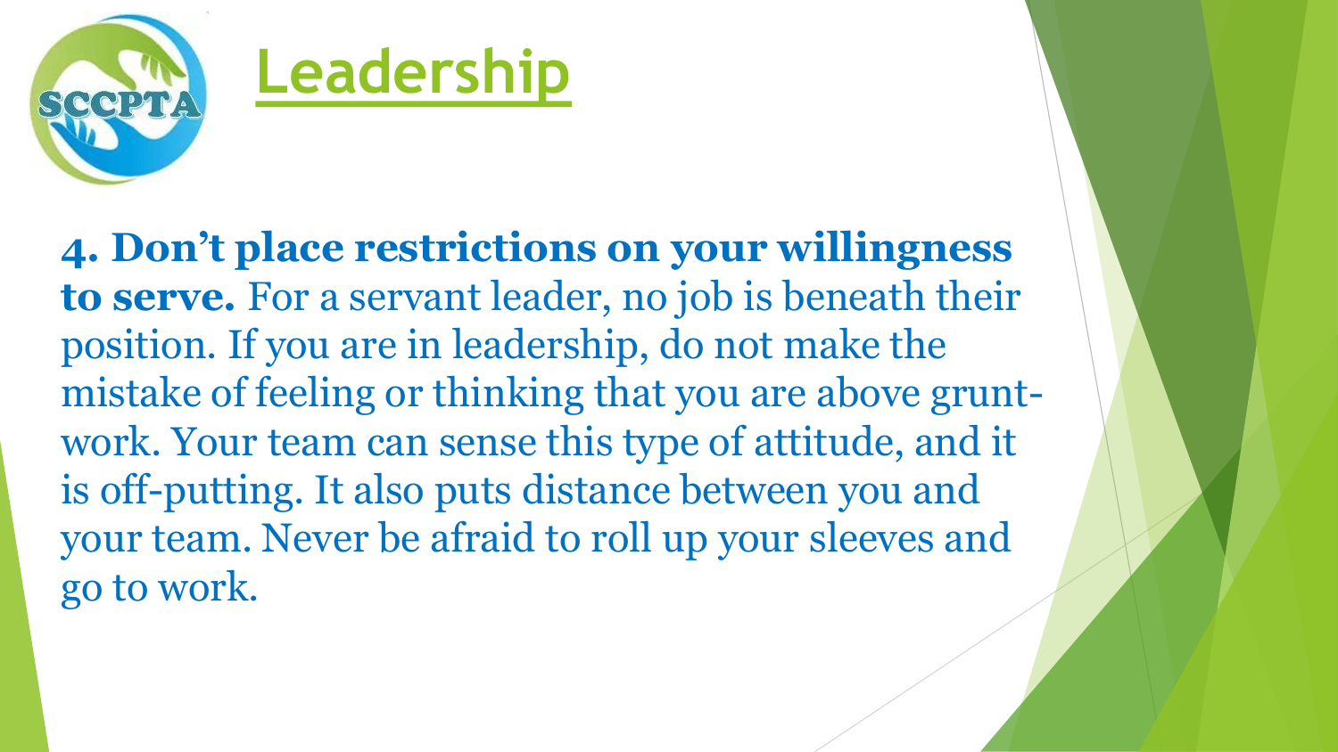# Leadership

**4. Don't place restrictions on your willingness to serve.** For a servant leader, no job is beneath their position. If you are in leadership, do not make the mistake of feeling or thinking that you are above grunt-work. Your team can sense this type of attitude, and it is off-putting. It also puts distance between you and your team. Never be afraid to roll up your sleeves and go to work.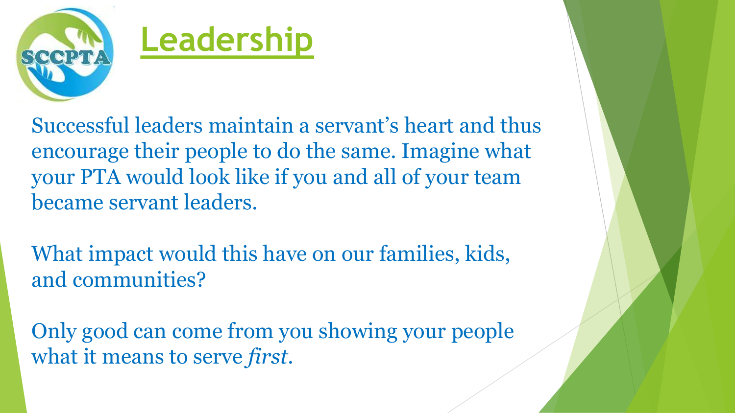# Leadership

Successful leaders maintain a servant's heart and thus encourage their people to do the same. Imagine what your PTA would look like if you and all of your team became servant leaders.

What impact would this have on our families, kids, and communities?

Only good can come from you showing your people what it means to serve *first*.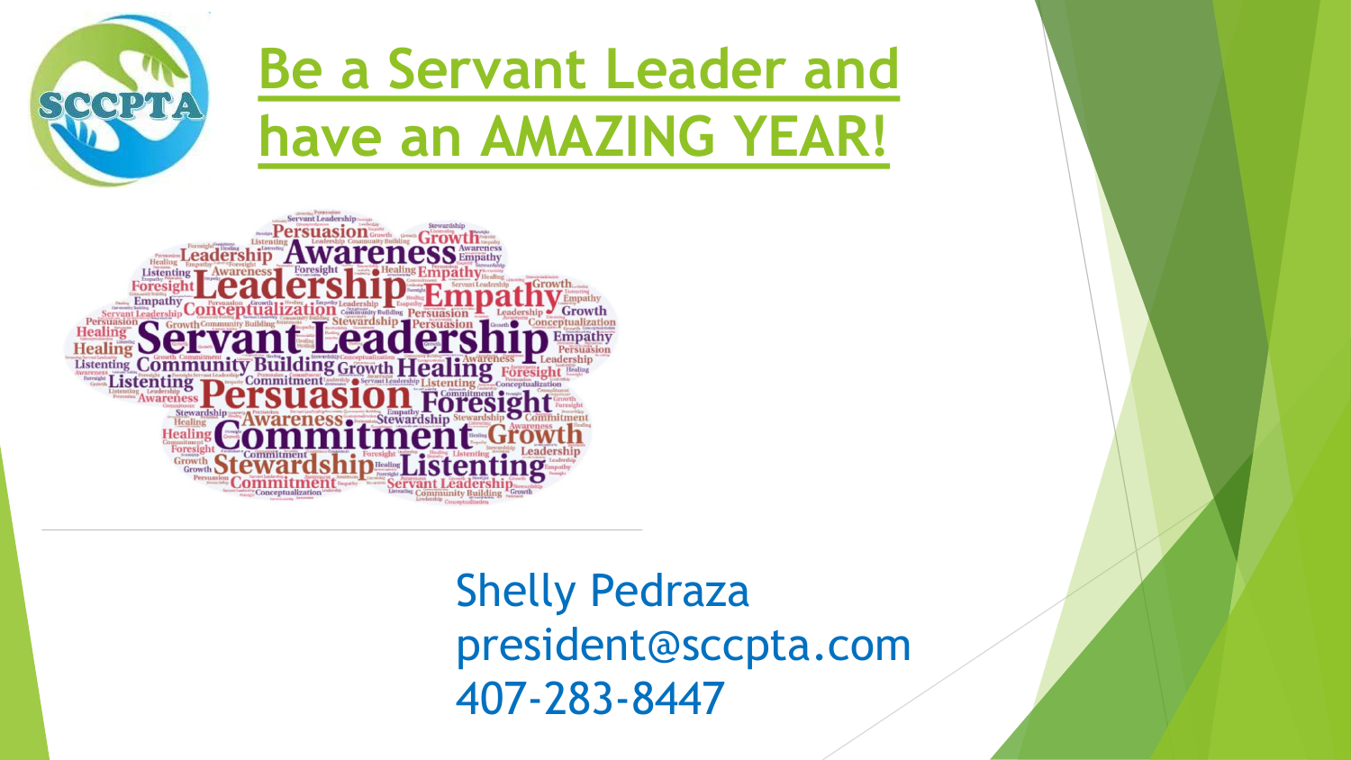# Be a Servant Leader and have an AMAZING YEAR!

Shelly Pedraza
president@sccpta.com
407-283-8447